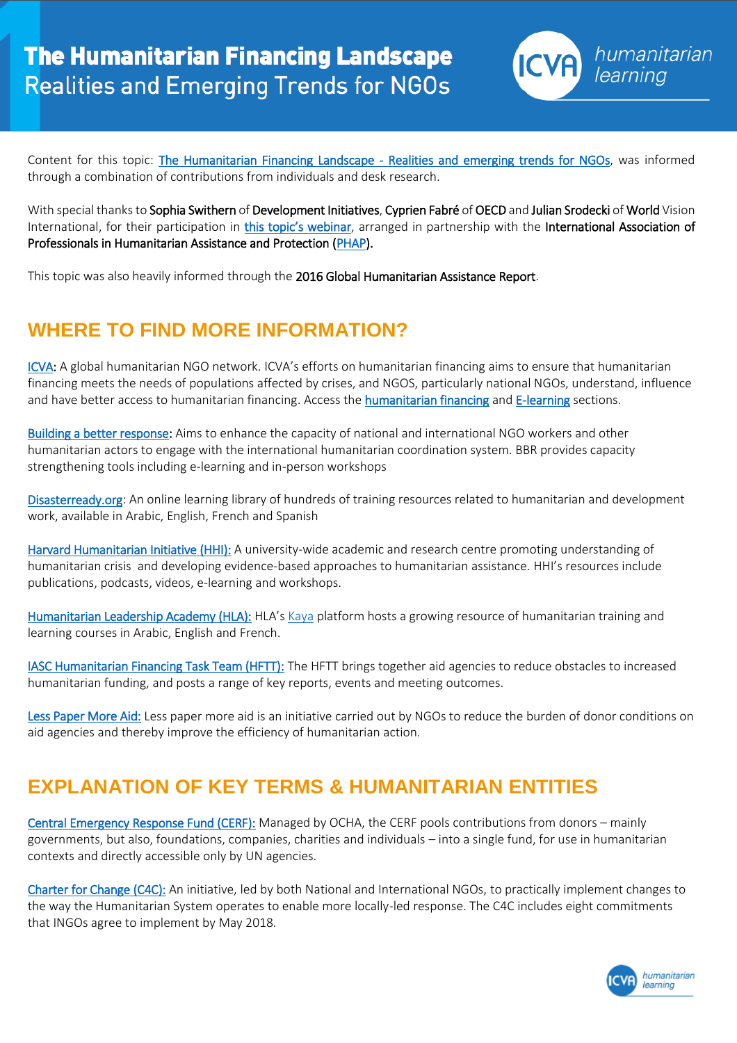# The Humanitarian Financing Landscape
## Realities and Emerging Trends for NGOs

Content for this topic: The Humanitarian Financing Landscape - Realities and emerging trends for NGOs, was informed through a combination of contributions from individuals and desk research.

With special thanks to **Sophia Swithern** of **Development Initiatives**, **Cyprien Fabré** of **OECD** and **Julian Srodecki** of **World Vision International**, for their participation in this topic's webinar, arranged in partnership with the **International Association of Professionals in Humanitarian Assistance and Protection (PHAP)**.

This topic was also heavily informed through the **2016 Global Humanitarian Assistance Report**.

## WHERE TO FIND MORE INFORMATION?

ICVA: A global humanitarian NGO network. ICVA's efforts on humanitarian financing aims to ensure that humanitarian financing meets the needs of populations affected by crises, and NGOS, particularly national NGOs, understand, influence and have better access to humanitarian financing. Access the humanitarian financing and E-learning sections.

Building a better response: Aims to enhance the capacity of national and international NGO workers and other humanitarian actors to engage with the international humanitarian coordination system. BBR provides capacity strengthening tools including e-learning and in-person workshops

Disasterready.org: An online learning library of hundreds of training resources related to humanitarian and development work, available in Arabic, English, French and Spanish

Harvard Humanitarian Initiative (HHI): A university-wide academic and research centre promoting understanding of humanitarian crisis and developing evidence-based approaches to humanitarian assistance. HHI's resources include publications, podcasts, videos, e-learning and workshops.

Humanitarian Leadership Academy (HLA): HLA's Kaya platform hosts a growing resource of humanitarian training and learning courses in Arabic, English and French.

IASC Humanitarian Financing Task Team (HFTT): The HFTT brings together aid agencies to reduce obstacles to increased humanitarian funding, and posts a range of key reports, events and meeting outcomes.

Less Paper More Aid: Less paper more aid is an initiative carried out by NGOs to reduce the burden of donor conditions on aid agencies and thereby improve the efficiency of humanitarian action.

## EXPLANATION OF KEY TERMS & HUMANITARIAN ENTITIES

Central Emergency Response Fund (CERF): Managed by OCHA, the CERF pools contributions from donors – mainly governments, but also, foundations, companies, charities and individuals – into a single fund, for use in humanitarian contexts and directly accessible only by UN agencies.

Charter for Change (C4C): An initiative, led by both National and International NGOs, to practically implement changes to the way the Humanitarian System operates to enable more locally-led response. The C4C includes eight commitments that INGOs agree to implement by May 2018.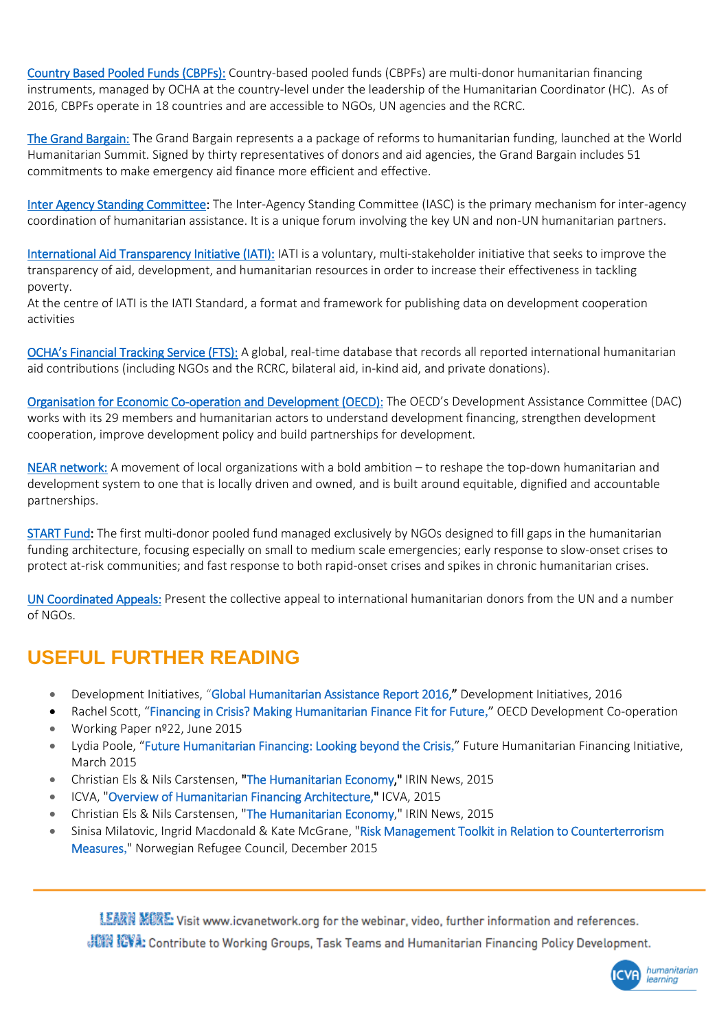**Country Based Pooled Funds (CBPFs):** Country-based pooled funds (CBPFs) are multi-donor humanitarian financing instruments, managed by OCHA at the country-level under the leadership of the Humanitarian Coordinator (HC). As of 2016, CBPFs operate in 18 countries and are accessible to NGOs, UN agencies and the RCRC.

**The Grand Bargain:** The Grand Bargain represents a a package of reforms to humanitarian funding, launched at the World Humanitarian Summit. Signed by thirty representatives of donors and aid agencies, the Grand Bargain includes 51 commitments to make emergency aid finance more efficient and effective.

**Inter Agency Standing Committee:** The Inter-Agency Standing Committee (IASC) is the primary mechanism for inter-agency coordination of humanitarian assistance. It is a unique forum involving the key UN and non-UN humanitarian partners.

**International Aid Transparency Initiative (IATI):** IATI is a voluntary, multi-stakeholder initiative that seeks to improve the transparency of aid, development, and humanitarian resources in order to increase their effectiveness in tackling poverty.
At the centre of IATI is the IATI Standard, a format and framework for publishing data on development cooperation activities

**OCHA's Financial Tracking Service (FTS):** A global, real-time database that records all reported international humanitarian aid contributions (including NGOs and the RCRC, bilateral aid, in-kind aid, and private donations).

**Organisation for Economic Co-operation and Development (OECD):** The OECD's Development Assistance Committee (DAC) works with its 29 members and humanitarian actors to understand development financing, strengthen development cooperation, improve development policy and build partnerships for development.

**NEAR network:** A movement of local organizations with a bold ambition – to reshape the top-down humanitarian and development system to one that is locally driven and owned, and is built around equitable, dignified and accountable partnerships.

**START Fund:** The first multi-donor pooled fund managed exclusively by NGOs designed to fill gaps in the humanitarian funding architecture, focusing especially on small to medium scale emergencies; early response to slow-onset crises to protect at-risk communities; and fast response to both rapid-onset crises and spikes in chronic humanitarian crises.

**UN Coordinated Appeals:** Present the collective appeal to international humanitarian donors from the UN and a number of NGOs.

## USEFUL FURTHER READING

- Development Initiatives, "Global Humanitarian Assistance Report 2016," Development Initiatives, 2016
- Rachel Scott, "Financing in Crisis? Making Humanitarian Finance Fit for Future," OECD Development Co-operation
- Working Paper nº22, June 2015
- Lydia Poole, "Future Humanitarian Financing: Looking beyond the Crisis," Future Humanitarian Financing Initiative, March 2015
- Christian Els & Nils Carstensen, "The Humanitarian Economy," IRIN News, 2015
- ICVA, "Overview of Humanitarian Financing Architecture," ICVA, 2015
- Christian Els & Nils Carstensen, "The Humanitarian Economy," IRIN News, 2015
- Sinisa Milatovic, Ingrid Macdonald & Kate McGrane, "Risk Management Toolkit in Relation to Counterterrorism Measures," Norwegian Refugee Council, December 2015

---

**LEARN MORE:** Visit www.icvanetwork.org for the webinar, video, further information and references.
**JOIN ICVA:** Contribute to Working Groups, Task Teams and Humanitarian Financing Policy Development.

ICVA humanitarian learning